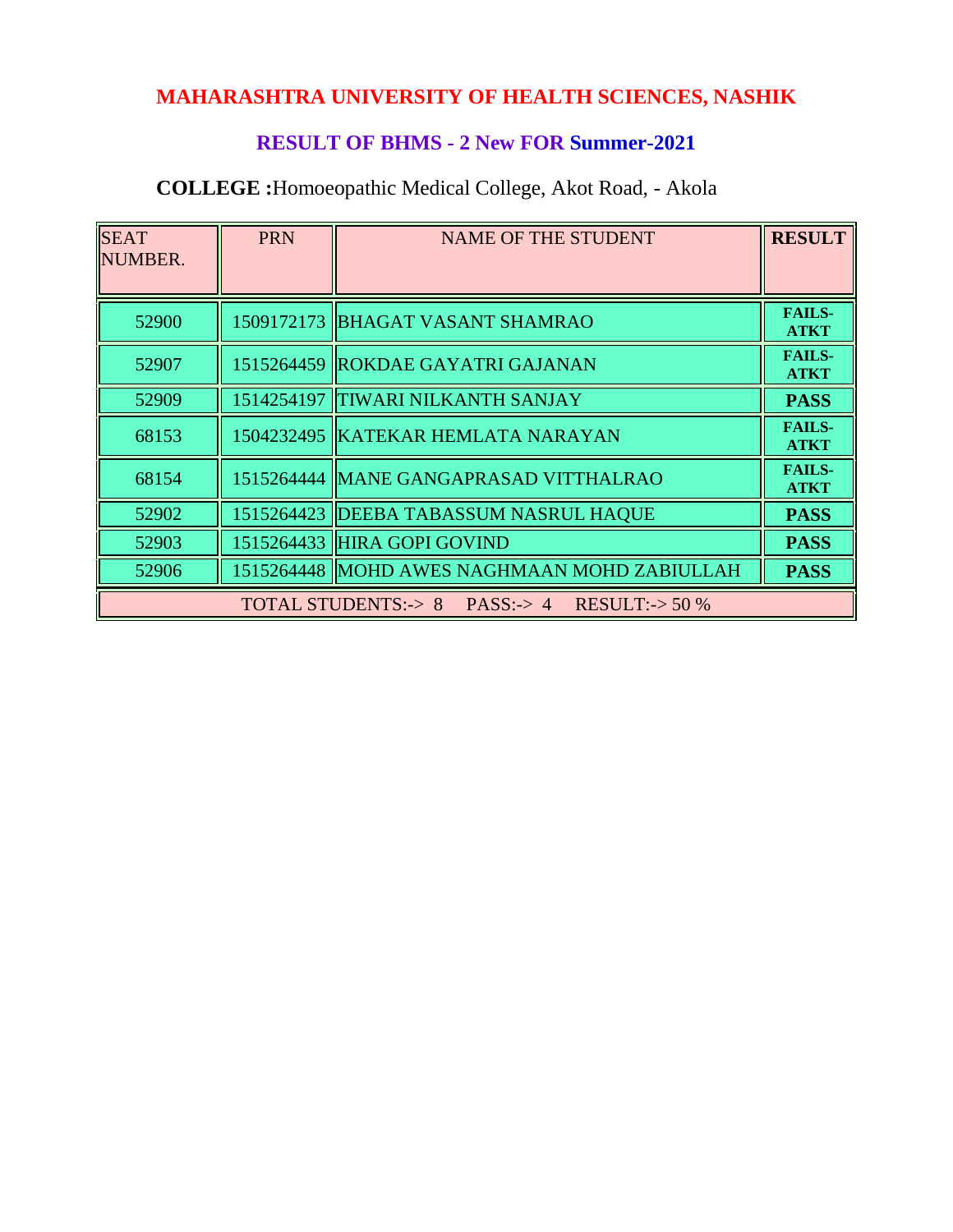# MAHARASHTRA UNIVERSITY OF HEALTH SCIENCES, NASHIK

## RESULT OF BHMS - 2 New FOR Summer-2021

### COLLEGE :Homoeopathic Medical College, Akot Road, - Akola

| SEAT NUMBER. | PRN | NAME OF THE STUDENT | RESULT |
|---|---|---|---|
| 52900 | 1509172173 | BHAGAT VASANT SHAMRAO | **FAILS-ATKT** |
| 52907 | 1515264459 | ROKDAE GAYATRI GAJANAN | **FAILS-ATKT** |
| 52909 | 1514254197 | TIWARI NILKANTH SANJAY | **PASS** |
| 68153 | 1504232495 | KATEKAR HEMLATA NARAYAN | **FAILS-ATKT** |
| 68154 | 1515264444 | MANE GANGAPRASAD VITTHALRAO | **FAILS-ATKT** |
| 52902 | 1515264423 | DEEBA TABASSUM NASRUL HAQUE | **PASS** |
| 52903 | 1515264433 | HIRA GOPI GOVIND | **PASS** |
| 52906 | 1515264448 | MOHD AWES NAGHMAAN MOHD ZABIULLAH | **PASS** |
| TOTAL STUDENTS:-> 8 PASS:-> 4 RESULT:-> 50 % | | | |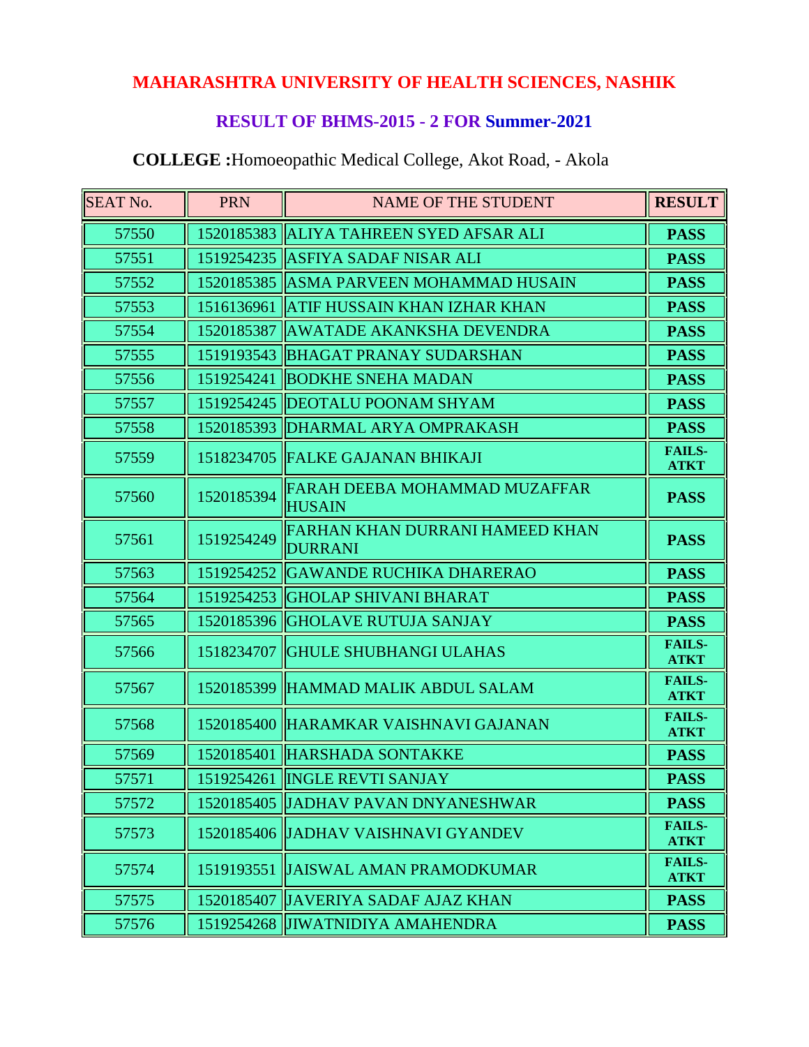# MAHARASHTRA UNIVERSITY OF HEALTH SCIENCES, NASHIK

## RESULT OF BHMS-2015 - 2 FOR Summer-2021

**COLLEGE :**Homoeopathic Medical College, Akot Road, - Akola

| SEAT No. | PRN | NAME OF THE STUDENT | RESULT |
|---|---|---|---|
| 57550 | 1520185383 | ALIYA TAHREEN SYED AFSAR ALI | **PASS** |
| 57551 | 1519254235 | ASFIYA SADAF NISAR ALI | **PASS** |
| 57552 | 1520185385 | ASMA PARVEEN MOHAMMAD HUSAIN | **PASS** |
| 57553 | 1516136961 | ATIF HUSSAIN KHAN IZHAR KHAN | **PASS** |
| 57554 | 1520185387 | AWATADE AKANKSHA DEVENDRA | **PASS** |
| 57555 | 1519193543 | BHAGAT PRANAY SUDARSHAN | **PASS** |
| 57556 | 1519254241 | BODKHE SNEHA MADAN | **PASS** |
| 57557 | 1519254245 | DEOTALU POONAM SHYAM | **PASS** |
| 57558 | 1520185393 | DHARMAL ARYA OMPRAKASH | **PASS** |
| 57559 | 1518234705 | FALKE GAJANAN BHIKAJI | **FAILS-ATKT** |
| 57560 | 1520185394 | FARAH DEEBA MOHAMMAD MUZAFFAR HUSAIN | **PASS** |
| 57561 | 1519254249 | FARHAN KHAN DURRANI HAMEED KHAN DURRANI | **PASS** |
| 57563 | 1519254252 | GAWANDE RUCHIKA DHARERAO | **PASS** |
| 57564 | 1519254253 | GHOLAP SHIVANI BHARAT | **PASS** |
| 57565 | 1520185396 | GHOLAVE RUTUJA SANJAY | **PASS** |
| 57566 | 1518234707 | GHULE SHUBHANGI ULAHAS | **FAILS-ATKT** |
| 57567 | 1520185399 | HAMMAD MALIK ABDUL SALAM | **FAILS-ATKT** |
| 57568 | 1520185400 | HARAMKAR VAISHNAVI GAJANAN | **FAILS-ATKT** |
| 57569 | 1520185401 | HARSHADA SONTAKKE | **PASS** |
| 57571 | 1519254261 | INGLE REVTI SANJAY | **PASS** |
| 57572 | 1520185405 | JADHAV PAVAN DNYANESHWAR | **PASS** |
| 57573 | 1520185406 | JADHAV VAISHNAVI GYANDEV | **FAILS-ATKT** |
| 57574 | 1519193551 | JAISWAL AMAN PRAMODKUMAR | **FAILS-ATKT** |
| 57575 | 1520185407 | JAVERIYA SADAF AJAZ KHAN | **PASS** |
| 57576 | 1519254268 | JIWATNIDIYA AMAHENDRA | **PASS** |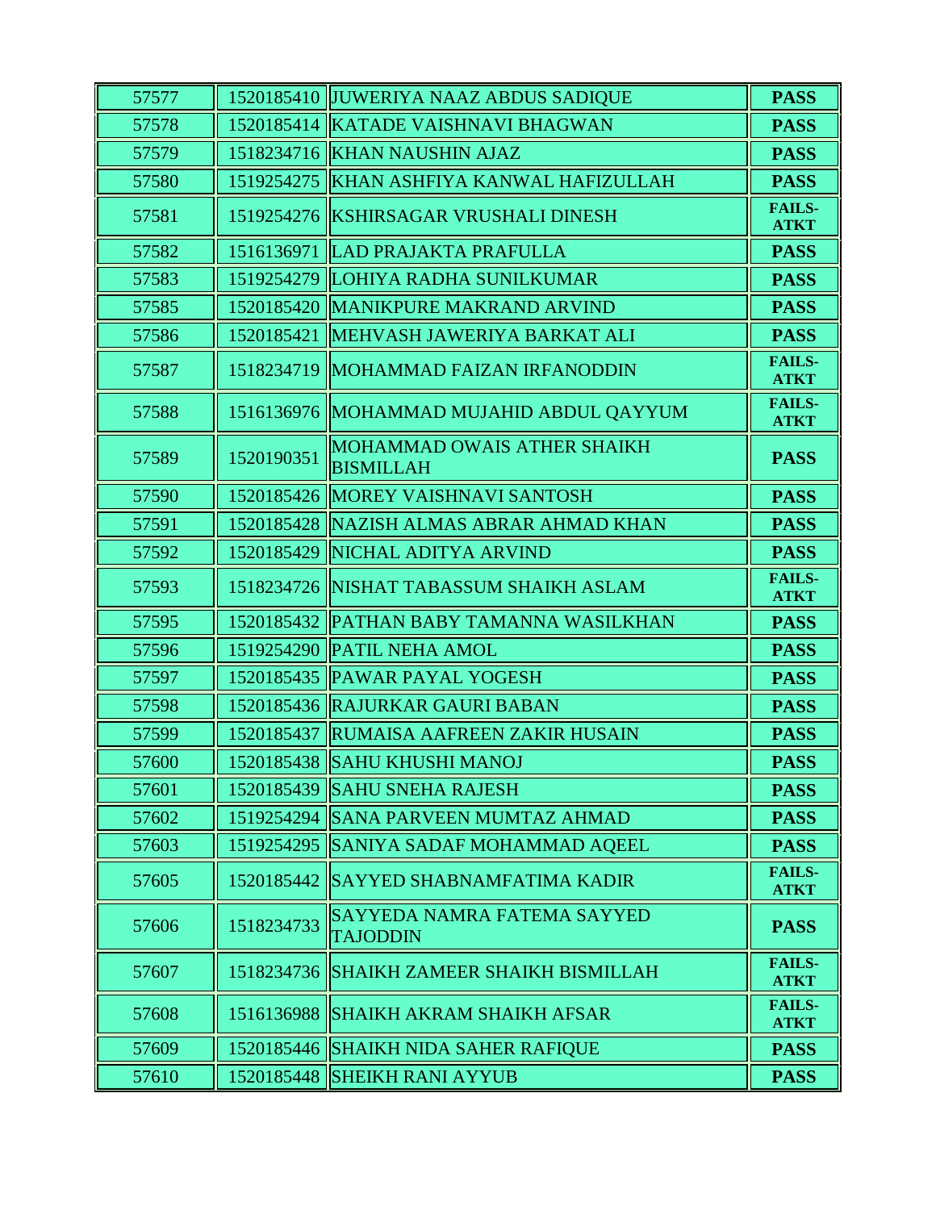| 57577 | 1520185410 | JUWERIYA NAAZ ABDUS SADIQUE | **PASS** |
|---|---|---|---|
| 57578 | 1520185414 | KATADE VAISHNAVI BHAGWAN | **PASS** |
| 57579 | 1518234716 | KHAN NAUSHIN AJAZ | **PASS** |
| 57580 | 1519254275 | KHAN ASHFIYA KANWAL HAFIZULLAH | **PASS** |
| 57581 | 1519254276 | KSHIRSAGAR VRUSHALI DINESH | **FAILS-ATKT** |
| 57582 | 1516136971 | LAD PRAJAKTA PRAFULLA | **PASS** |
| 57583 | 1519254279 | LOHIYA RADHA SUNILKUMAR | **PASS** |
| 57585 | 1520185420 | MANIKPURE MAKRAND ARVIND | **PASS** |
| 57586 | 1520185421 | MEHVASH JAWERIYA BARKAT ALI | **PASS** |
| 57587 | 1518234719 | MOHAMMAD FAIZAN IRFANODDIN | **FAILS-ATKT** |
| 57588 | 1516136976 | MOHAMMAD MUJAHID ABDUL QAYYUM | **FAILS-ATKT** |
| 57589 | 1520190351 | MOHAMMAD OWAIS ATHER SHAIKH BISMILLAH | **PASS** |
| 57590 | 1520185426 | MOREY VAISHNAVI SANTOSH | **PASS** |
| 57591 | 1520185428 | NAZISH ALMAS ABRAR AHMAD KHAN | **PASS** |
| 57592 | 1520185429 | NICHAL ADITYA ARVIND | **PASS** |
| 57593 | 1518234726 | NISHAT TABASSUM SHAIKH ASLAM | **FAILS-ATKT** |
| 57595 | 1520185432 | PATHAN BABY TAMANNA WASILKHAN | **PASS** |
| 57596 | 1519254290 | PATIL NEHA AMOL | **PASS** |
| 57597 | 1520185435 | PAWAR PAYAL YOGESH | **PASS** |
| 57598 | 1520185436 | RAJURKAR GAURI BABAN | **PASS** |
| 57599 | 1520185437 | RUMAISA AAFREEN ZAKIR HUSAIN | **PASS** |
| 57600 | 1520185438 | SAHU KHUSHI MANOJ | **PASS** |
| 57601 | 1520185439 | SAHU SNEHA RAJESH | **PASS** |
| 57602 | 1519254294 | SANA PARVEEN MUMTAZ AHMAD | **PASS** |
| 57603 | 1519254295 | SANIYA SADAF MOHAMMAD AQEEL | **PASS** |
| 57605 | 1520185442 | SAYYED SHABNAMFATIMA KADIR | **FAILS-ATKT** |
| 57606 | 1518234733 | SAYYEDA NAMRA FATEMA SAYYED TAJODDIN | **PASS** |
| 57607 | 1518234736 | SHAIKH ZAMEER SHAIKH BISMILLAH | **FAILS-ATKT** |
| 57608 | 1516136988 | SHAIKH AKRAM SHAIKH AFSAR | **FAILS-ATKT** |
| 57609 | 1520185446 | SHAIKH NIDA SAHER RAFIQUE | **PASS** |
| 57610 | 1520185448 | SHEIKH RANI AYYUB | **PASS** |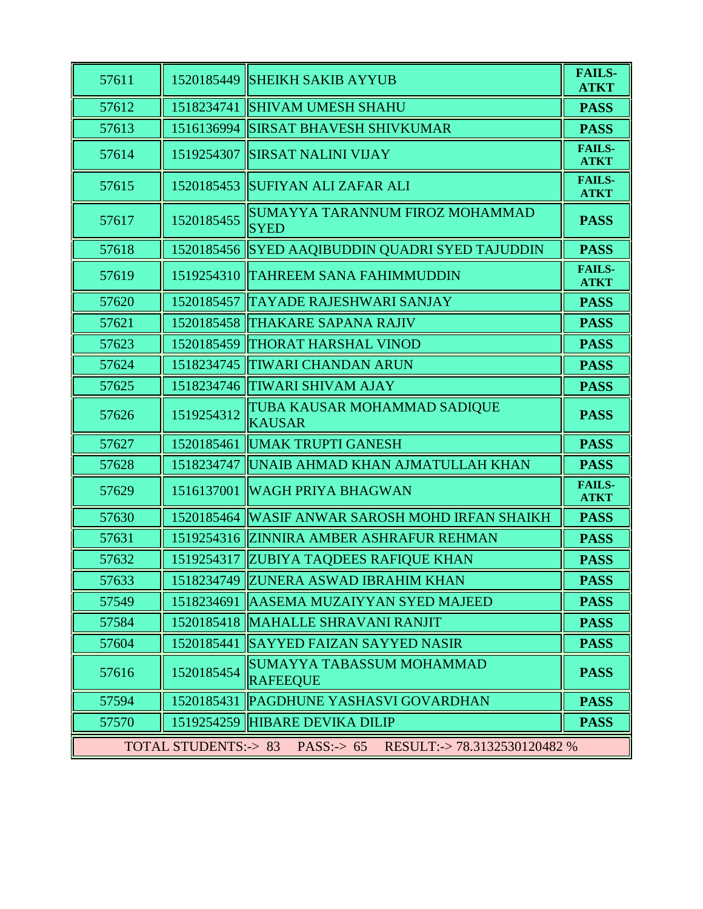| | | | |
|---|---|---|---|
| 57611 | 1520185449 | SHEIKH SAKIB AYYUB | **FAILS-ATKT** |
| 57612 | 1518234741 | SHIVAM UMESH SHAHU | **PASS** |
| 57613 | 1516136994 | SIRSAT BHAVESH SHIVKUMAR | **PASS** |
| 57614 | 1519254307 | SIRSAT NALINI VIJAY | **FAILS-ATKT** |
| 57615 | 1520185453 | SUFIYAN ALI ZAFAR ALI | **FAILS-ATKT** |
| 57617 | 1520185455 | SUMAYYA TARANNUM FIROZ MOHAMMAD SYED | **PASS** |
| 57618 | 1520185456 | SYED AAQIBUDDIN QUADRI SYED TAJUDDIN | **PASS** |
| 57619 | 1519254310 | TAHREEM SANA FAHIMMUDDIN | **FAILS-ATKT** |
| 57620 | 1520185457 | TAYADE RAJESHWARI SANJAY | **PASS** |
| 57621 | 1520185458 | THAKARE SAPANA RAJIV | **PASS** |
| 57623 | 1520185459 | THORAT HARSHAL VINOD | **PASS** |
| 57624 | 1518234745 | TIWARI CHANDAN ARUN | **PASS** |
| 57625 | 1518234746 | TIWARI SHIVAM AJAY | **PASS** |
| 57626 | 1519254312 | TUBA KAUSAR MOHAMMAD SADIQUE KAUSAR | **PASS** |
| 57627 | 1520185461 | UMAK TRUPTI GANESH | **PASS** |
| 57628 | 1518234747 | UNAIB AHMAD KHAN AJMATULLAH KHAN | **PASS** |
| 57629 | 1516137001 | WAGH PRIYA BHAGWAN | **FAILS-ATKT** |
| 57630 | 1520185464 | WASIF ANWAR SAROSH MOHD IRFAN SHAIKH | **PASS** |
| 57631 | 1519254316 | ZINNIRA AMBER ASHRAFUR REHMAN | **PASS** |
| 57632 | 1519254317 | ZUBIYA TAQDEES RAFIQUE KHAN | **PASS** |
| 57633 | 1518234749 | ZUNERA ASWAD IBRAHIM KHAN | **PASS** |
| 57549 | 1518234691 | AASEMA MUZAIYYAN SYED MAJEED | **PASS** |
| 57584 | 1520185418 | MAHALLE SHRAVANI RANJIT | **PASS** |
| 57604 | 1520185441 | SAYYED FAIZAN SAYYED NASIR | **PASS** |
| 57616 | 1520185454 | SUMAYYA TABASSUM MOHAMMAD RAFEEQUE | **PASS** |
| 57594 | 1520185431 | PAGDHUNE YASHASVI GOVARDHAN | **PASS** |
| 57570 | 1519254259 | HIBARE DEVIKA DILIP | **PASS** |
| TOTAL STUDENTS:-> 83 PASS:-> 65 RESULT:-> 78.3132530120482 % | | | |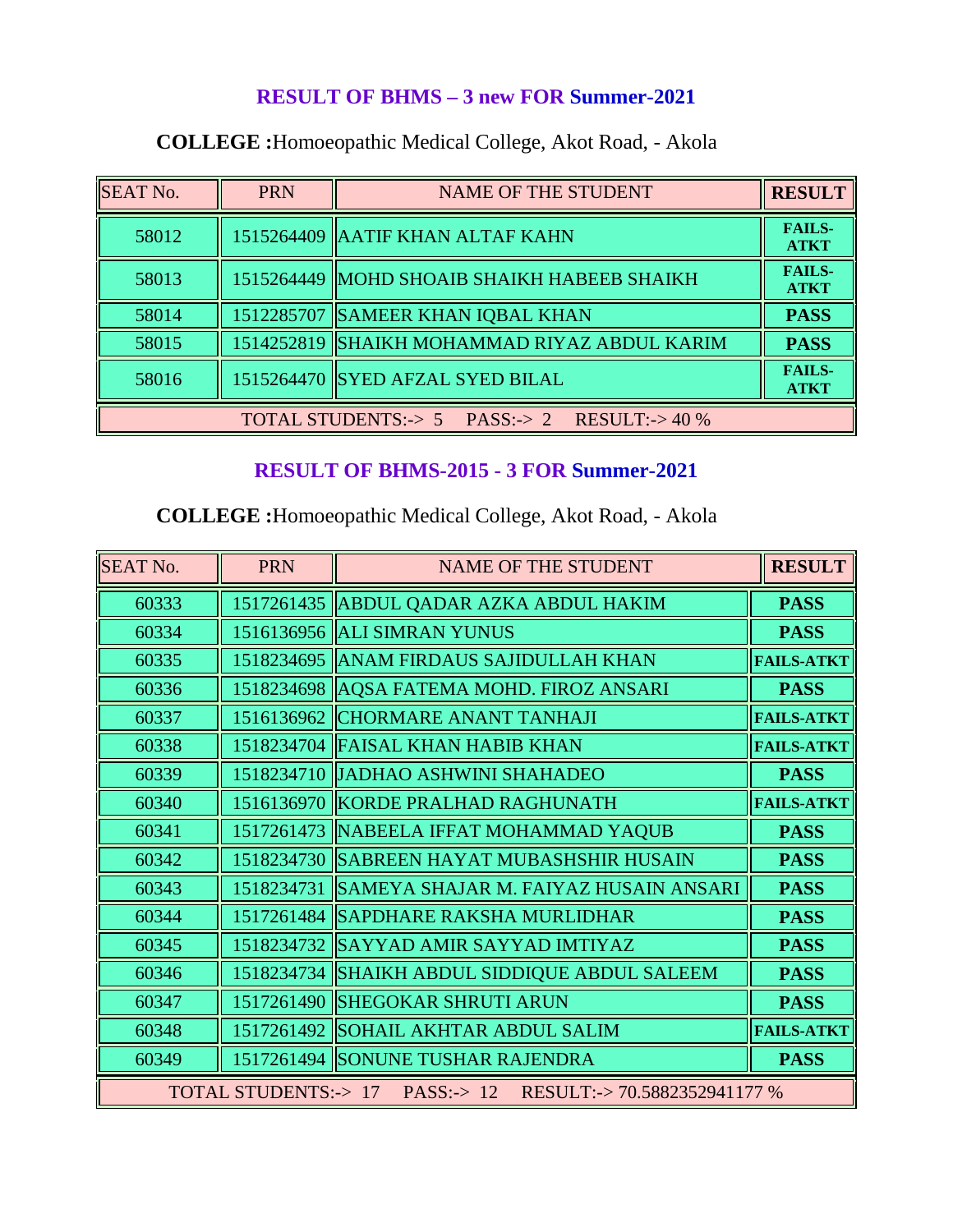## RESULT OF BHMS – 3 new FOR Summer-2021

**COLLEGE :**Homoeopathic Medical College, Akot Road, - Akola

| SEAT No. | PRN | NAME OF THE STUDENT | RESULT |
|---|---|---|---|
| 58012 | 1515264409 | AATIF KHAN ALTAF KAHN | **FAILS-ATKT** |
| 58013 | 1515264449 | MOHD SHOAIB SHAIKH HABEEB SHAIKH | **FAILS-ATKT** |
| 58014 | 1512285707 | SAMEER KHAN IQBAL KHAN | **PASS** |
| 58015 | 1514252819 | SHAIKH MOHAMMAD RIYAZ ABDUL KARIM | **PASS** |
| 58016 | 1515264470 | SYED AFZAL SYED BILAL | **FAILS-ATKT** |
| TOTAL STUDENTS:-> 5 PASS:-> 2 RESULT:-> 40 % | | | |

## RESULT OF BHMS-2015 - 3 FOR Summer-2021

**COLLEGE :**Homoeopathic Medical College, Akot Road, - Akola

| SEAT No. | PRN | NAME OF THE STUDENT | RESULT |
|---|---|---|---|
| 60333 | 1517261435 | ABDUL QADAR AZKA ABDUL HAKIM | **PASS** |
| 60334 | 1516136956 | ALI SIMRAN YUNUS | **PASS** |
| 60335 | 1518234695 | ANAM FIRDAUS SAJIDULLAH KHAN | **FAILS-ATKT** |
| 60336 | 1518234698 | AQSA FATEMA MOHD. FIROZ ANSARI | **PASS** |
| 60337 | 1516136962 | CHORMARE ANANT TANHAJI | **FAILS-ATKT** |
| 60338 | 1518234704 | FAISAL KHAN HABIB KHAN | **FAILS-ATKT** |
| 60339 | 1518234710 | JADHAO ASHWINI SHAHADEO | **PASS** |
| 60340 | 1516136970 | KORDE PRALHAD RAGHUNATH | **FAILS-ATKT** |
| 60341 | 1517261473 | NABEELA IFFAT MOHAMMAD YAQUB | **PASS** |
| 60342 | 1518234730 | SABREEN HAYAT MUBASHSHIR HUSAIN | **PASS** |
| 60343 | 1518234731 | SAMEYA SHAJAR M. FAIYAZ HUSAIN ANSARI | **PASS** |
| 60344 | 1517261484 | SAPDHARE RAKSHA MURLIDHAR | **PASS** |
| 60345 | 1518234732 | SAYYAD AMIR SAYYAD IMTIYAZ | **PASS** |
| 60346 | 1518234734 | SHAIKH ABDUL SIDDIQUE ABDUL SALEEM | **PASS** |
| 60347 | 1517261490 | SHEGOKAR SHRUTI ARUN | **PASS** |
| 60348 | 1517261492 | SOHAIL AKHTAR ABDUL SALIM | **FAILS-ATKT** |
| 60349 | 1517261494 | SONUNE TUSHAR RAJENDRA | **PASS** |
| TOTAL STUDENTS:-> 17 PASS:-> 12 RESULT:-> 70.5882352941177 % | | | |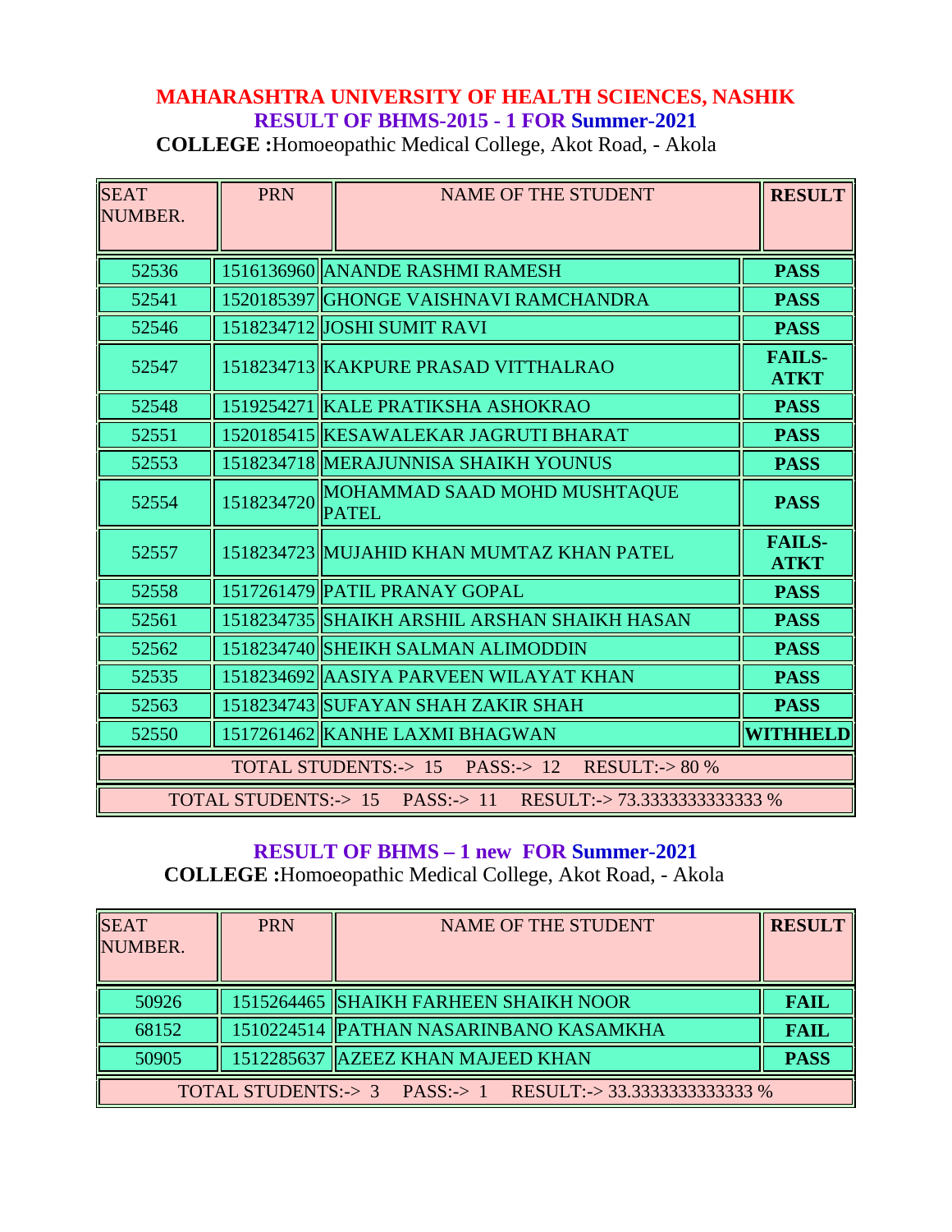## MAHARASHTRA UNIVERSITY OF HEALTH SCIENCES, NASHIK

### RESULT OF BHMS-2015 - 1 FOR Summer-2021

**COLLEGE :**Homoeopathic Medical College, Akot Road, - Akola

| SEAT NUMBER. | PRN | NAME OF THE STUDENT | RESULT |
|---|---|---|---|
| 52536 | 1516136960 | ANANDE RASHMI RAMESH | **PASS** |
| 52541 | 1520185397 | GHONGE VAISHNAVI RAMCHANDRA | **PASS** |
| 52546 | 1518234712 | JOSHI SUMIT RAVI | **PASS** |
| 52547 | 1518234713 | KAKPURE PRASAD VITTHALRAO | **FAILS-ATKT** |
| 52548 | 1519254271 | KALE PRATIKSHA ASHOKRAO | **PASS** |
| 52551 | 1520185415 | KESAWALEKAR JAGRUTI BHARAT | **PASS** |
| 52553 | 1518234718 | MERAJUNNISA SHAIKH YOUNUS | **PASS** |
| 52554 | 1518234720 | MOHAMMAD SAAD MOHD MUSHTAQUE PATEL | **PASS** |
| 52557 | 1518234723 | MUJAHID KHAN MUMTAZ KHAN PATEL | **FAILS-ATKT** |
| 52558 | 1517261479 | PATIL PRANAY GOPAL | **PASS** |
| 52561 | 1518234735 | SHAIKH ARSHIL ARSHAN SHAIKH HASAN | **PASS** |
| 52562 | 1518234740 | SHEIKH SALMAN ALIMODDIN | **PASS** |
| 52535 | 1518234692 | AASIYA PARVEEN WILAYAT KHAN | **PASS** |
| 52563 | 1518234743 | SUFAYAN SHAH ZAKIR SHAH | **PASS** |
| 52550 | 1517261462 | KANHE LAXMI BHAGWAN | **WITHHELD** |
| TOTAL STUDENTS:-> 15 PASS:-> 12 RESULT:-> 80 % | | | |
| TOTAL STUDENTS:-> 15 PASS:-> 11 RESULT:-> 73.3333333333333 % | | | |

### RESULT OF BHMS – 1 new FOR Summer-2021

**COLLEGE :**Homoeopathic Medical College, Akot Road, - Akola

| SEAT NUMBER. | PRN | NAME OF THE STUDENT | RESULT |
|---|---|---|---|
| 50926 | 1515264465 | SHAIKH FARHEEN SHAIKH NOOR | **FAIL** |
| 68152 | 1510224514 | PATHAN NASARINBANO KASAMKHA | **FAIL** |
| 50905 | 1512285637 | AZEEZ KHAN MAJEED KHAN | **PASS** |
| TOTAL STUDENTS:-> 3 PASS:-> 1 RESULT:-> 33.3333333333333 % | | | |